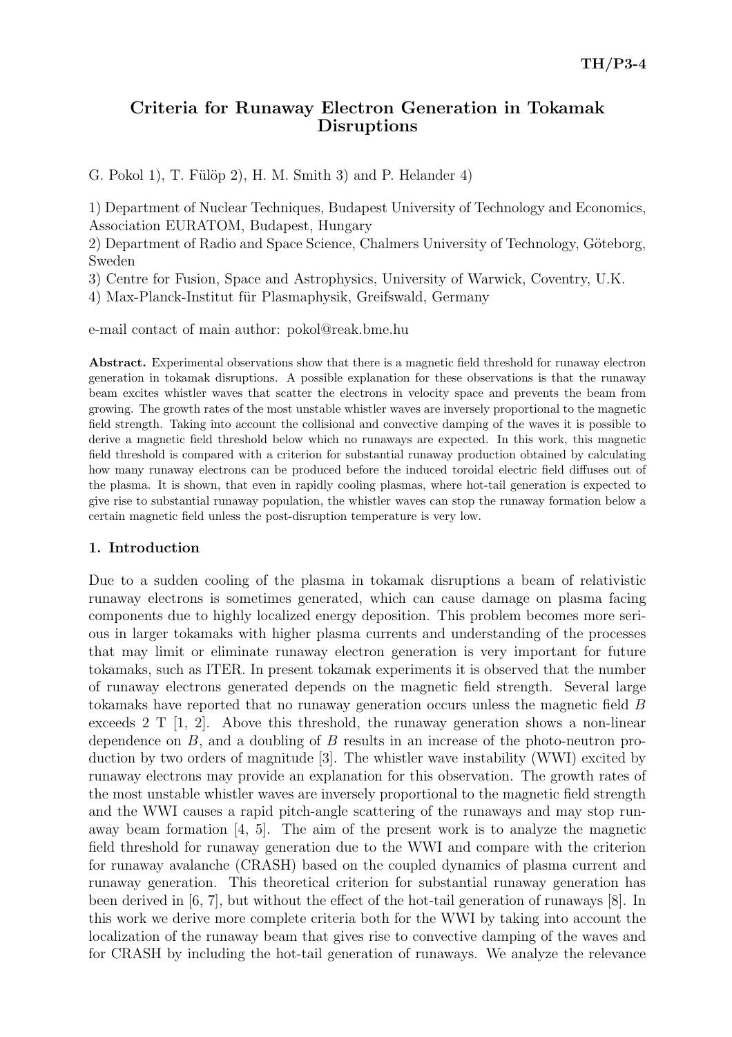# Criteria for Runaway Electron Generation in Tokamak Disruptions

G. Pokol 1), T. Fülöp 2), H. M. Smith 3) and P. Helander 4)

1) Department of Nuclear Techniques, Budapest University of Technology and Economics, Association EURATOM, Budapest, Hungary

2) Department of Radio and Space Science, Chalmers University of Technology, Göteborg, Sweden

3) Centre for Fusion, Space and Astrophysics, University of Warwick, Coventry, U.K.

4) Max-Planck-Institut für Plasmaphysik, Greifswald, Germany

e-mail contact of main author: pokol@reak.bme.hu

**Abstract.** Experimental observations show that there is a magnetic field threshold for runaway electron generation in tokamak disruptions. A possible explanation for these observations is that the runaway beam excites whistler waves that scatter the electrons in velocity space and prevents the beam from growing. The growth rates of the most unstable whistler waves are inversely proportional to the magnetic field strength. Taking into account the collisional and convective damping of the waves it is possible to derive a magnetic field threshold below which no runaways are expected. In this work, this magnetic field threshold is compared with a criterion for substantial runaway production obtained by calculating how many runaway electrons can be produced before the induced toroidal electric field diffuses out of the plasma. It is shown, that even in rapidly cooling plasmas, where hot-tail generation is expected to give rise to substantial runaway population, the whistler waves can stop the runaway formation below a certain magnetic field unless the post-disruption temperature is very low.

## 1. Introduction

Due to a sudden cooling of the plasma in tokamak disruptions a beam of relativistic runaway electrons is sometimes generated, which can cause damage on plasma facing components due to highly localized energy deposition. This problem becomes more serious in larger tokamaks with higher plasma currents and understanding of the processes that may limit or eliminate runaway electron generation is very important for future tokamaks, such as ITER. In present tokamak experiments it is observed that the number of runaway electrons generated depends on the magnetic field strength. Several large tokamaks have reported that no runaway generation occurs unless the magnetic field $B$ exceeds 2 T [1, 2]. Above this threshold, the runaway generation shows a non-linear dependence on $B$, and a doubling of $B$ results in an increase of the photo-neutron production by two orders of magnitude [3]. The whistler wave instability (WWI) excited by runaway electrons may provide an explanation for this observation. The growth rates of the most unstable whistler waves are inversely proportional to the magnetic field strength and the WWI causes a rapid pitch-angle scattering of the runaways and may stop runaway beam formation [4, 5]. The aim of the present work is to analyze the magnetic field threshold for runaway generation due to the WWI and compare with the criterion for runaway avalanche (CRASH) based on the coupled dynamics of plasma current and runaway generation. This theoretical criterion for substantial runaway generation has been derived in [6, 7], but without the effect of the hot-tail generation of runaways [8]. In this work we derive more complete criteria both for the WWI by taking into account the localization of the runaway beam that gives rise to convective damping of the waves and for CRASH by including the hot-tail generation of runaways. We analyze the relevance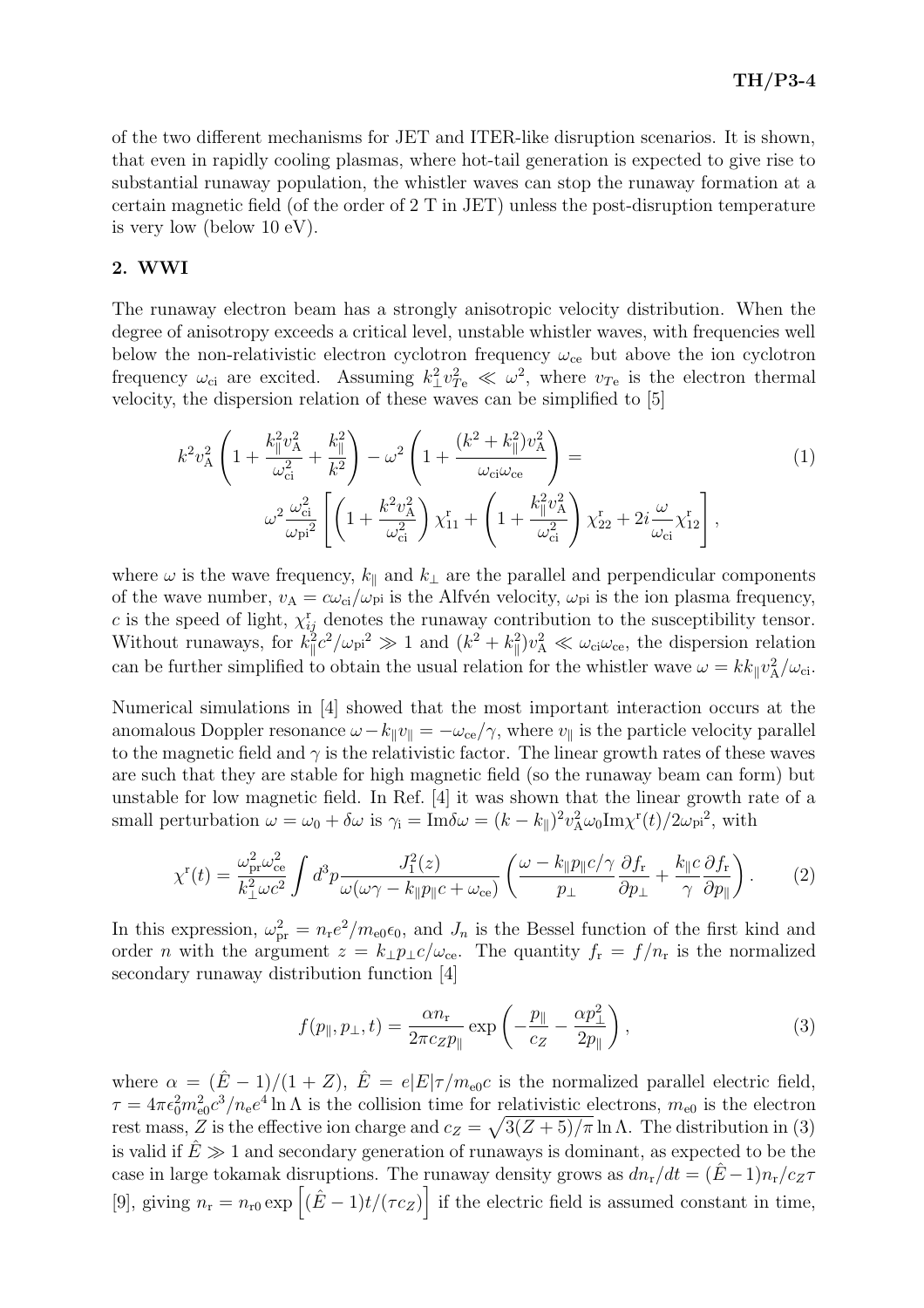of the two different mechanisms for JET and ITER-like disruption scenarios. It is shown, that even in rapidly cooling plasmas, where hot-tail generation is expected to give rise to substantial runaway population, the whistler waves can stop the runaway formation at a certain magnetic field (of the order of 2 T in JET) unless the post-disruption temperature is very low (below 10 eV).

## 2. WWI

The runaway electron beam has a strongly anisotropic velocity distribution. When the degree of anisotropy exceeds a critical level, unstable whistler waves, with frequencies well below the non-relativistic electron cyclotron frequency $\omega_{\rm ce}$ but above the ion cyclotron frequency $\omega_{\rm ci}$ are excited. Assuming $k_\perp^2 v_{T\rm e}^2 \ll \omega^2$, where $v_{T\rm e}$ is the electron thermal velocity, the dispersion relation of these waves can be simplified to [5]

$$
k^2 v_{\rm A}^2 \left(1 + \frac{k_\parallel^2 v_{\rm A}^2}{\omega_{\rm ci}^2} + \frac{k_\parallel^2}{k^2}\right) - \omega^2 \left(1 + \frac{(k^2 + k_\parallel^2) v_{\rm A}^2}{\omega_{\rm ci}\omega_{\rm ce}}\right) = \\
\omega^2 \frac{\omega_{\rm ci}^2}{\omega_{\rm pi}{}^2} \left[\left(1 + \frac{k^2 v_{\rm A}^2}{\omega_{\rm ci}^2}\right)\chi_{11}^{\rm r} + \left(1 + \frac{k_\parallel^2 v_{\rm A}^2}{\omega_{\rm ci}^2}\right)\chi_{22}^{\rm r} + 2i\frac{\omega}{\omega_{\rm ci}}\chi_{12}^{\rm r}\right], \tag{1}
$$

where $\omega$ is the wave frequency, $k_\parallel$ and $k_\perp$ are the parallel and perpendicular components of the wave number, $v_{\rm A} = c\omega_{\rm ci}/\omega_{\rm pi}$ is the Alfvén velocity, $\omega_{\rm pi}$ is the ion plasma frequency, $c$ is the speed of light, $\chi_{ij}^{\rm r}$ denotes the runaway contribution to the susceptibility tensor. Without runaways, for $k_\parallel^2 c^2/\omega_{\rm pi}{}^2 \gg 1$ and $(k^2 + k_\parallel^2)v_{\rm A}^2 \ll \omega_{\rm ci}\omega_{\rm ce}$, the dispersion relation can be further simplified to obtain the usual relation for the whistler wave $\omega = k k_\parallel v_{\rm A}^2/\omega_{\rm ci}$.

Numerical simulations in [4] showed that the most important interaction occurs at the anomalous Doppler resonance $\omega - k_\parallel v_\parallel = -\omega_{\rm ce}/\gamma$, where $v_\parallel$ is the particle velocity parallel to the magnetic field and $\gamma$ is the relativistic factor. The linear growth rates of these waves are such that they are stable for high magnetic field (so the runaway beam can form) but unstable for low magnetic field. In Ref. [4] it was shown that the linear growth rate of a small perturbation $\omega = \omega_0 + \delta\omega$ is $\gamma_{\rm i} = {\rm Im}\delta\omega = (k - k_\parallel)^2 v_{\rm A}^2 \omega_0 {\rm Im}\chi^{\rm r}(t)/2\omega_{\rm pi}{}^2$, with

$$
\chi^{\rm r}(t) = \frac{\omega_{\rm pr}^2 \omega_{\rm ce}^2}{k_\perp^2 \omega c^2} \int d^3p \frac{J_1^2(z)}{\omega(\omega\gamma - k_\parallel p_\parallel c + \omega_{\rm ce})} \left(\frac{\omega - k_\parallel p_\parallel c/\gamma}{p_\perp}\frac{\partial f_{\rm r}}{\partial p_\perp} + \frac{k_\parallel c}{\gamma}\frac{\partial f_{\rm r}}{\partial p_\parallel}\right). \tag{2}
$$

In this expression, $\omega_{\rm pr}^2 = n_{\rm r} e^2/m_{\rm e0}\epsilon_0$, and $J_n$ is the Bessel function of the first kind and order $n$ with the argument $z = k_\perp p_\perp c/\omega_{\rm ce}$. The quantity $f_{\rm r} = f/n_{\rm r}$ is the normalized secondary runaway distribution function [4]

$$
f(p_\parallel, p_\perp, t) = \frac{\alpha n_{\rm r}}{2\pi c_Z p_\parallel} \exp\left(-\frac{p_\parallel}{c_Z} - \frac{\alpha p_\perp^2}{2p_\parallel}\right), \tag{3}
$$

where $\alpha = (\hat{E} - 1)/(1 + Z)$, $\hat{E} = e|E|\tau/m_{\rm e0}c$ is the normalized parallel electric field, $\tau = 4\pi\epsilon_0^2 m_{\rm e0}^2 c^3/n_{\rm e} e^4 \ln\Lambda$ is the collision time for relativistic electrons, $m_{\rm e0}$ is the electron rest mass, $Z$ is the effective ion charge and $c_Z = \sqrt{3(Z+5)/\pi}\ln\Lambda$. The distribution in (3) is valid if $\hat{E} \gg 1$ and secondary generation of runaways is dominant, as expected to be the case in large tokamak disruptions. The runaway density grows as $dn_{\rm r}/dt = (\hat{E} - 1)n_{\rm r}/c_Z\tau$ [9], giving $n_{\rm r} = n_{\rm r0} \exp\left[(\hat{E} - 1)t/(\tau c_Z)\right]$ if the electric field is assumed constant in time,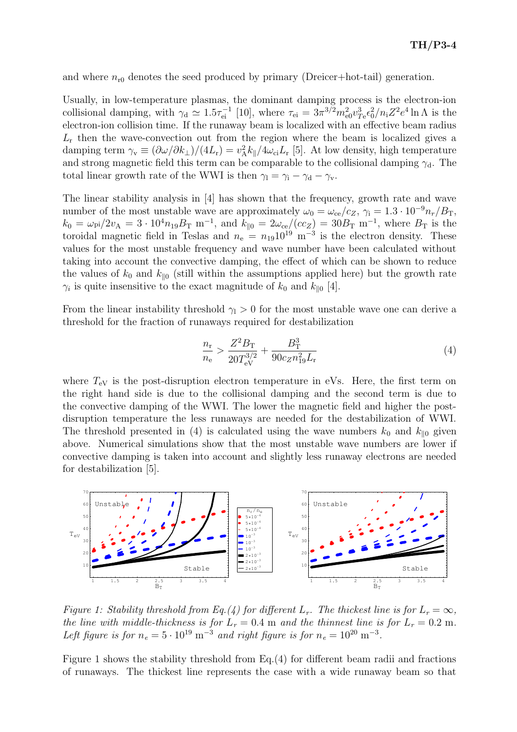and where $n_{r0}$ denotes the seed produced by primary (Dreicer+hot-tail) generation.

Usually, in low-temperature plasmas, the dominant damping process is the electron-ion collisional damping, with $\gamma_d \simeq 1.5\tau_{ei}^{-1}$ [10], where $\tau_{ei} = 3\pi^{3/2} m_{e0}^2 v_{Te}^3 \epsilon_0^2 / n_i Z^2 e^4 \ln\Lambda$ is the electron-ion collision time. If the runaway beam is localized with an effective beam radius $L_r$ then the wave-convection out from the region where the beam is localized gives a damping term $\gamma_v \equiv (\partial\omega/\partial k_\perp)/(4L_r) = v_A^2 k_\parallel / 4\omega_{ci} L_r$ [5]. At low density, high temperature and strong magnetic field this term can be comparable to the collisional damping $\gamma_d$. The total linear growth rate of the WWI is then $\gamma_l = \gamma_i - \gamma_d - \gamma_v$.

The linear stability analysis in [4] has shown that the frequency, growth rate and wave number of the most unstable wave are approximately $\omega_0 = \omega_{ce}/c_Z$, $\gamma_i = 1.3 \cdot 10^{-9} n_r / B_T$, $k_0 = \omega_{pi}/2v_A = 3 \cdot 10^4 n_{19} B_T$ m$^{-1}$, and $k_{\parallel 0} = 2\omega_{ce}/(c c_Z) = 30 B_T$ m$^{-1}$, where $B_T$ is the toroidal magnetic field in Teslas and $n_e = n_{19} 10^{19}$ m$^{-3}$ is the electron density. These values for the most unstable frequency and wave number have been calculated without taking into account the convective damping, the effect of which can be shown to reduce the values of $k_0$ and $k_{\parallel 0}$ (still within the assumptions applied here) but the growth rate $\gamma_i$ is quite insensitive to the exact magnitude of $k_0$ and $k_{\parallel 0}$ [4].

From the linear instability threshold $\gamma_l > 0$ for the most unstable wave one can derive a threshold for the fraction of runaways required for destabilization

$$\frac{n_r}{n_e} > \frac{Z^2 B_T}{20 T_{eV}^{3/2}} + \frac{B_T^3}{90 c_Z n_{19}^2 L_r} \tag{4}$$

where $T_{eV}$ is the post-disruption electron temperature in eVs. Here, the first term on the right hand side is due to the collisional damping and the second term is due to the convective damping of the WWI. The lower the magnetic field and higher the post-disruption temperature the less runaways are needed for the destabilization of WWI. The threshold presented in (4) is calculated using the wave numbers $k_0$ and $k_{\parallel 0}$ given above. Numerical simulations show that the most unstable wave numbers are lower if convective damping is taken into account and slightly less runaway electrons are needed for destabilization [5].

*Figure 1: Stability threshold from Eq.(4) for different $L_r$. The thickest line is for $L_r = \infty$, the line with middle-thickness is for $L_r = 0.4$ m and the thinnest line is for $L_r = 0.2$ m. Left figure is for $n_e = 5 \cdot 10^{19}$ m$^{-3}$ and right figure is for $n_e = 10^{20}$ m$^{-3}$.*

Figure 1 shows the stability threshold from Eq.(4) for different beam radii and fractions of runaways. The thickest line represents the case with a wide runaway beam so that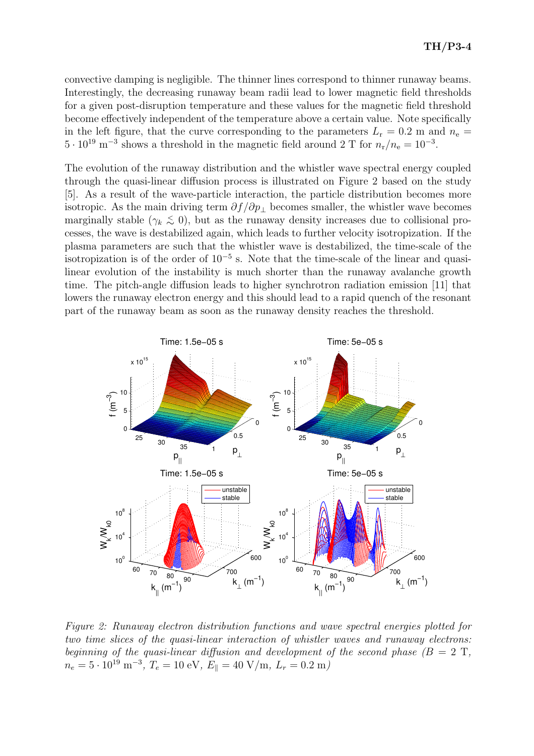convective damping is negligible. The thinner lines correspond to thinner runaway beams. Interestingly, the decreasing runaway beam radii lead to lower magnetic field thresholds for a given post-disruption temperature and these values for the magnetic field threshold become effectively independent of the temperature above a certain value. Note specifically in the left figure, that the curve corresponding to the parameters $L_r = 0.2$ m and $n_e = 5 \cdot 10^{19}$ m$^{-3}$ shows a threshold in the magnetic field around 2 T for $n_r/n_e = 10^{-3}$.

The evolution of the runaway distribution and the whistler wave spectral energy coupled through the quasi-linear diffusion process is illustrated on Figure 2 based on the study [5]. As a result of the wave-particle interaction, the particle distribution becomes more isotropic. As the main driving term $\partial f/\partial p_\perp$ becomes smaller, the whistler wave becomes marginally stable ($\gamma_k \lesssim 0$), but as the runaway density increases due to collisional processes, the wave is destabilized again, which leads to further velocity isotropization. If the plasma parameters are such that the whistler wave is destabilized, the time-scale of the isotropization is of the order of $10^{-5}$ s. Note that the time-scale of the linear and quasi-linear evolution of the instability is much shorter than the runaway avalanche growth time. The pitch-angle diffusion leads to higher synchrotron radiation emission [11] that lowers the runaway electron energy and this should lead to a rapid quench of the resonant part of the runaway beam as soon as the runaway density reaches the threshold.

*Figure 2: Runaway electron distribution functions and wave spectral energies plotted for two time slices of the quasi-linear interaction of whistler waves and runaway electrons: beginning of the quasi-linear diffusion and development of the second phase ($B = 2$ T, $n_e = 5 \cdot 10^{19}$ m$^{-3}$, $T_e = 10$ eV, $E_\parallel = 40$ V/m, $L_r = 0.2$ m)*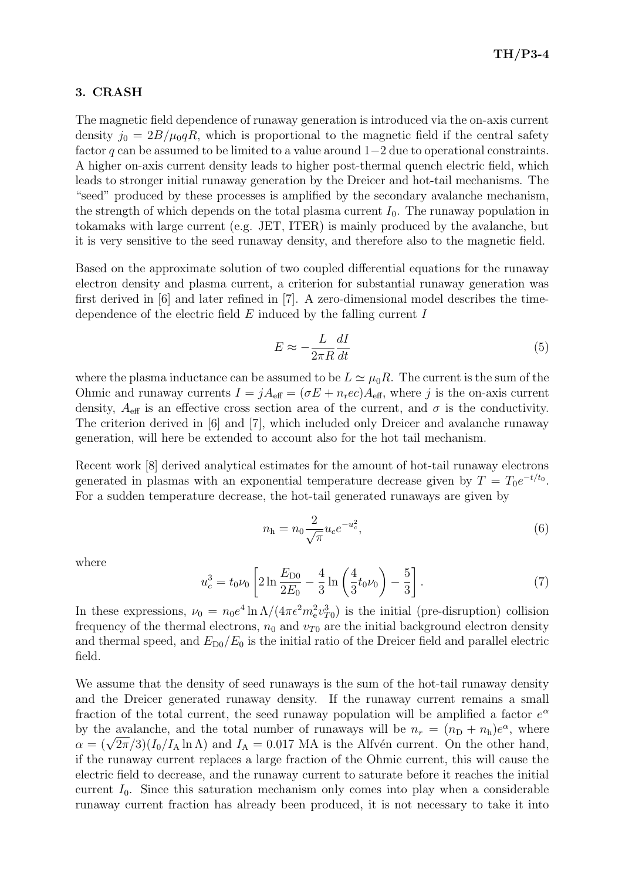## 3. CRASH

The magnetic field dependence of runaway generation is introduced via the on-axis current density $j_0 = 2B/\mu_0 qR$, which is proportional to the magnetic field if the central safety factor $q$ can be assumed to be limited to a value around 1−2 due to operational constraints. A higher on-axis current density leads to higher post-thermal quench electric field, which leads to stronger initial runaway generation by the Dreicer and hot-tail mechanisms. The "seed" produced by these processes is amplified by the secondary avalanche mechanism, the strength of which depends on the total plasma current $I_0$. The runaway population in tokamaks with large current (e.g. JET, ITER) is mainly produced by the avalanche, but it is very sensitive to the seed runaway density, and therefore also to the magnetic field.

Based on the approximate solution of two coupled differential equations for the runaway electron density and plasma current, a criterion for substantial runaway generation was first derived in [6] and later refined in [7]. A zero-dimensional model describes the time-dependence of the electric field $E$ induced by the falling current $I$

$$E \approx -\frac{L}{2\pi R}\frac{dI}{dt} \tag{5}$$

where the plasma inductance can be assumed to be $L \simeq \mu_0 R$. The current is the sum of the Ohmic and runaway currents $I = jA_{\rm eff} = (\sigma E + n_{\rm r} ec)A_{\rm eff}$, where $j$ is the on-axis current density, $A_{\rm eff}$ is an effective cross section area of the current, and $\sigma$ is the conductivity. The criterion derived in [6] and [7], which included only Dreicer and avalanche runaway generation, will here be extended to account also for the hot tail mechanism.

Recent work [8] derived analytical estimates for the amount of hot-tail runaway electrons generated in plasmas with an exponential temperature decrease given by $T = T_0 e^{-t/t_0}$. For a sudden temperature decrease, the hot-tail generated runaways are given by

$$n_{\rm h} = n_0 \frac{2}{\sqrt{\pi}} u_c e^{-u_c^2}, \tag{6}$$

where

$$u_c^3 = t_0 \nu_0 \left[ 2 \ln \frac{E_{\rm D0}}{2E_0} - \frac{4}{3} \ln \left( \frac{4}{3} t_0 \nu_0 \right) - \frac{5}{3} \right]. \tag{7}$$

In these expressions, $\nu_0 = n_0 e^4 \ln \Lambda / (4\pi \epsilon^2 m_{\rm e}^2 v_{T0}^3)$ is the initial (pre-disruption) collision frequency of the thermal electrons, $n_0$ and $v_{T0}$ are the initial background electron density and thermal speed, and $E_{\rm D0}/E_0$ is the initial ratio of the Dreicer field and parallel electric field.

We assume that the density of seed runaways is the sum of the hot-tail runaway density and the Dreicer generated runaway density. If the runaway current remains a small fraction of the total current, the seed runaway population will be amplified a factor $e^{\alpha}$ by the avalanche, and the total number of runaways will be $n_r = (n_{\rm D} + n_{\rm h})e^{\alpha}$, where $\alpha = (\sqrt{2\pi}/3)(I_0/I_{\rm A} \ln \Lambda)$ and $I_{\rm A} = 0.017$ MA is the Alfvén current. On the other hand, if the runaway current replaces a large fraction of the Ohmic current, this will cause the electric field to decrease, and the runaway current to saturate before it reaches the initial current $I_0$. Since this saturation mechanism only comes into play when a considerable runaway current fraction has already been produced, it is not necessary to take it into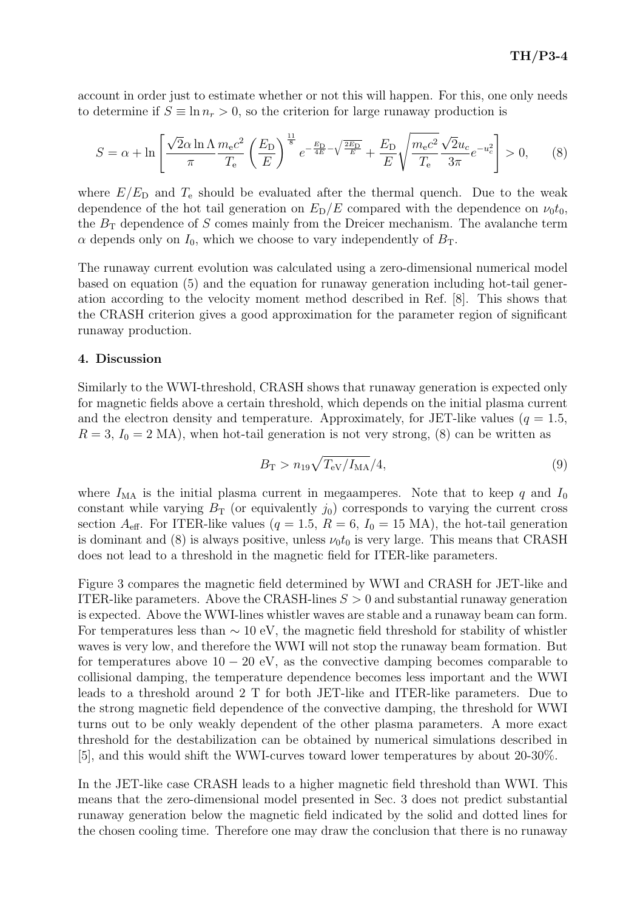account in order just to estimate whether or not this will happen. For this, one only needs to determine if $S \equiv \ln n_r > 0$, so the criterion for large runaway production is

$$S = \alpha + \ln \left[ \frac{\sqrt{2}\alpha \ln \Lambda}{\pi} \frac{m_e c^2}{T_e} \left( \frac{E_D}{E} \right)^{\frac{11}{8}} e^{-\frac{E_D}{4E} - \sqrt{\frac{2E_D}{E}}} + \frac{E_D}{E} \sqrt{\frac{m_e c^2}{T_e}} \frac{\sqrt{2} u_c}{3\pi} e^{-u_c^2} \right] > 0, \qquad (8)$$

where $E/E_D$ and $T_e$ should be evaluated after the thermal quench. Due to the weak dependence of the hot tail generation on $E_D/E$ compared with the dependence on $\nu_0 t_0$, the $B_T$ dependence of $S$ comes mainly from the Dreicer mechanism. The avalanche term $\alpha$ depends only on $I_0$, which we choose to vary independently of $B_T$.

The runaway current evolution was calculated using a zero-dimensional numerical model based on equation (5) and the equation for runaway generation including hot-tail generation according to the velocity moment method described in Ref. [8]. This shows that the CRASH criterion gives a good approximation for the parameter region of significant runaway production.

## 4. Discussion

Similarly to the WWI-threshold, CRASH shows that runaway generation is expected only for magnetic fields above a certain threshold, which depends on the initial plasma current and the electron density and temperature. Approximately, for JET-like values ($q = 1.5$, $R = 3$, $I_0 = 2$ MA), when hot-tail generation is not very strong, (8) can be written as

$$B_T > n_{19} \sqrt{T_{eV}/I_{MA}}/4, \qquad (9)$$

where $I_{MA}$ is the initial plasma current in megaamperes. Note that to keep $q$ and $I_0$ constant while varying $B_T$ (or equivalently $j_0$) corresponds to varying the current cross section $A_{eff}$. For ITER-like values ($q = 1.5$, $R = 6$, $I_0 = 15$ MA), the hot-tail generation is dominant and (8) is always positive, unless $\nu_0 t_0$ is very large. This means that CRASH does not lead to a threshold in the magnetic field for ITER-like parameters.

Figure 3 compares the magnetic field determined by WWI and CRASH for JET-like and ITER-like parameters. Above the CRASH-lines $S > 0$ and substantial runaway generation is expected. Above the WWI-lines whistler waves are stable and a runaway beam can form. For temperatures less than $\sim 10$ eV, the magnetic field threshold for stability of whistler waves is very low, and therefore the WWI will not stop the runaway beam formation. But for temperatures above $10 - 20$ eV, as the convective damping becomes comparable to collisional damping, the temperature dependence becomes less important and the WWI leads to a threshold around 2 T for both JET-like and ITER-like parameters. Due to the strong magnetic field dependence of the convective damping, the threshold for WWI turns out to be only weakly dependent of the other plasma parameters. A more exact threshold for the destabilization can be obtained by numerical simulations described in [5], and this would shift the WWI-curves toward lower temperatures by about 20-30%.

In the JET-like case CRASH leads to a higher magnetic field threshold than WWI. This means that the zero-dimensional model presented in Sec. 3 does not predict substantial runaway generation below the magnetic field indicated by the solid and dotted lines for the chosen cooling time. Therefore one may draw the conclusion that there is no runaway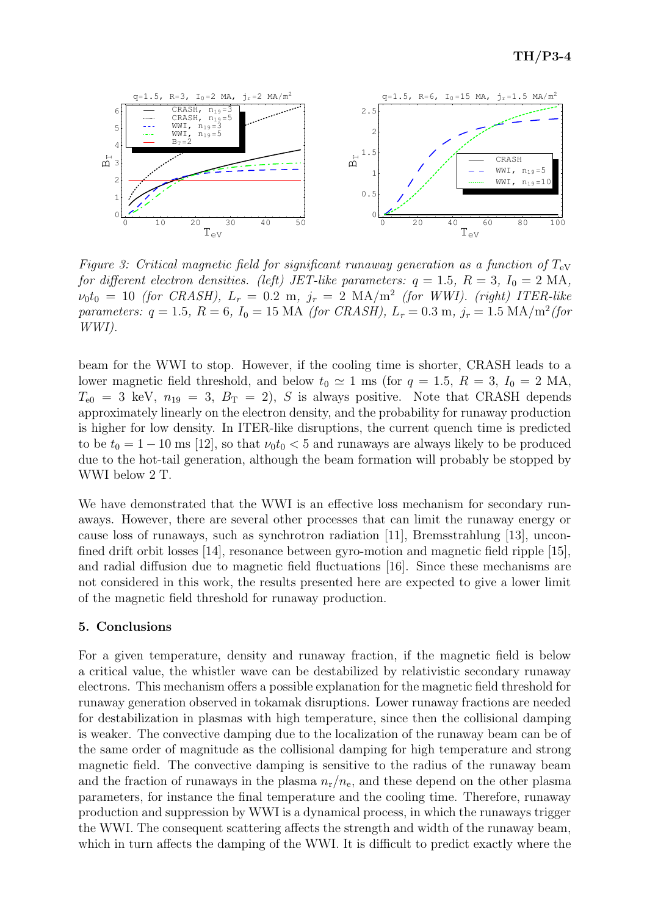*Figure 3: Critical magnetic field for significant runaway generation as a function of $T_{\mathrm{eV}}$ for different electron densities. (left) JET-like parameters: $q = 1.5$, $R = 3$, $I_0 = 2$ MA, $\nu_0 t_0 = 10$ (for CRASH), $L_r = 0.2$ m, $j_r = 2$ MA/m$^2$ (for WWI). (right) ITER-like parameters: $q = 1.5$, $R = 6$, $I_0 = 15$ MA (for CRASH), $L_r = 0.3$ m, $j_r = 1.5$ MA/m$^2$(for WWI).*

beam for the WWI to stop. However, if the cooling time is shorter, CRASH leads to a lower magnetic field threshold, and below $t_0 \simeq 1$ ms (for $q = 1.5$, $R = 3$, $I_0 = 2$ MA, $T_{e0} = 3$ keV, $n_{19} = 3$, $B_T = 2$), $S$ is always positive. Note that CRASH depends approximately linearly on the electron density, and the probability for runaway production is higher for low density. In ITER-like disruptions, the current quench time is predicted to be $t_0 = 1 - 10$ ms [12], so that $\nu_0 t_0 < 5$ and runaways are always likely to be produced due to the hot-tail generation, although the beam formation will probably be stopped by WWI below 2 T.

We have demonstrated that the WWI is an effective loss mechanism for secondary runaways. However, there are several other processes that can limit the runaway energy or cause loss of runaways, such as synchrotron radiation [11], Bremsstrahlung [13], unconfined drift orbit losses [14], resonance between gyro-motion and magnetic field ripple [15], and radial diffusion due to magnetic field fluctuations [16]. Since these mechanisms are not considered in this work, the results presented here are expected to give a lower limit of the magnetic field threshold for runaway production.

## 5. Conclusions

For a given temperature, density and runaway fraction, if the magnetic field is below a critical value, the whistler wave can be destabilized by relativistic secondary runaway electrons. This mechanism offers a possible explanation for the magnetic field threshold for runaway generation observed in tokamak disruptions. Lower runaway fractions are needed for destabilization in plasmas with high temperature, since then the collisional damping is weaker. The convective damping due to the localization of the runaway beam can be of the same order of magnitude as the collisional damping for high temperature and strong magnetic field. The convective damping is sensitive to the radius of the runaway beam and the fraction of runaways in the plasma $n_r/n_e$, and these depend on the other plasma parameters, for instance the final temperature and the cooling time. Therefore, runaway production and suppression by WWI is a dynamical process, in which the runaways trigger the WWI. The consequent scattering affects the strength and width of the runaway beam, which in turn affects the damping of the WWI. It is difficult to predict exactly where the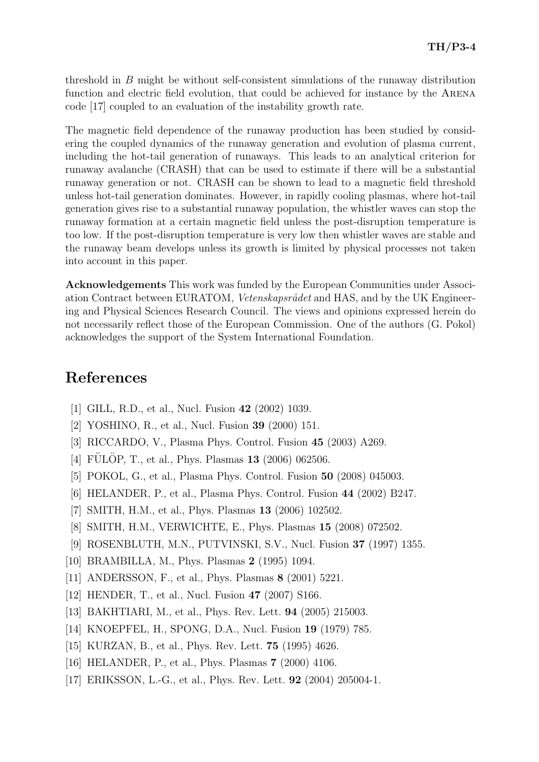threshold in $B$ might be without self-consistent simulations of the runaway distribution function and electric field evolution, that could be achieved for instance by the ARENA code [17] coupled to an evaluation of the instability growth rate.

The magnetic field dependence of the runaway production has been studied by considering the coupled dynamics of the runaway generation and evolution of plasma current, including the hot-tail generation of runaways. This leads to an analytical criterion for runaway avalanche (CRASH) that can be used to estimate if there will be a substantial runaway generation or not. CRASH can be shown to lead to a magnetic field threshold unless hot-tail generation dominates. However, in rapidly cooling plasmas, where hot-tail generation gives rise to a substantial runaway population, the whistler waves can stop the runaway formation at a certain magnetic field unless the post-disruption temperature is too low. If the post-disruption temperature is very low then whistler waves are stable and the runaway beam develops unless its growth is limited by physical processes not taken into account in this paper.

**Acknowledgements** This work was funded by the European Communities under Association Contract between EURATOM, *Vetenskapsrådet* and HAS, and by the UK Engineering and Physical Sciences Research Council. The views and opinions expressed herein do not necessarily reflect those of the European Commission. One of the authors (G. Pokol) acknowledges the support of the System International Foundation.

# References

[1] GILL, R.D., et al., Nucl. Fusion **42** (2002) 1039.

[2] YOSHINO, R., et al., Nucl. Fusion **39** (2000) 151.

[3] RICCARDO, V., Plasma Phys. Control. Fusion **45** (2003) A269.

[4] FÜLÖP, T., et al., Phys. Plasmas **13** (2006) 062506.

[5] POKOL, G., et al., Plasma Phys. Control. Fusion **50** (2008) 045003.

[6] HELANDER, P., et al., Plasma Phys. Control. Fusion **44** (2002) B247.

[7] SMITH, H.M., et al., Phys. Plasmas **13** (2006) 102502.

[8] SMITH, H.M., VERWICHTE, E., Phys. Plasmas **15** (2008) 072502.

[9] ROSENBLUTH, M.N., PUTVINSKI, S.V., Nucl. Fusion **37** (1997) 1355.

[10] BRAMBILLA, M., Phys. Plasmas **2** (1995) 1094.

[11] ANDERSSON, F., et al., Phys. Plasmas **8** (2001) 5221.

[12] HENDER, T., et al., Nucl. Fusion **47** (2007) S166.

[13] BAKHTIARI, M., et al., Phys. Rev. Lett. **94** (2005) 215003.

[14] KNOEPFEL, H., SPONG, D.A., Nucl. Fusion **19** (1979) 785.

[15] KURZAN, B., et al., Phys. Rev. Lett. **75** (1995) 4626.

[16] HELANDER, P., et al., Phys. Plasmas **7** (2000) 4106.

[17] ERIKSSON, L.-G., et al., Phys. Rev. Lett. **92** (2004) 205004-1.